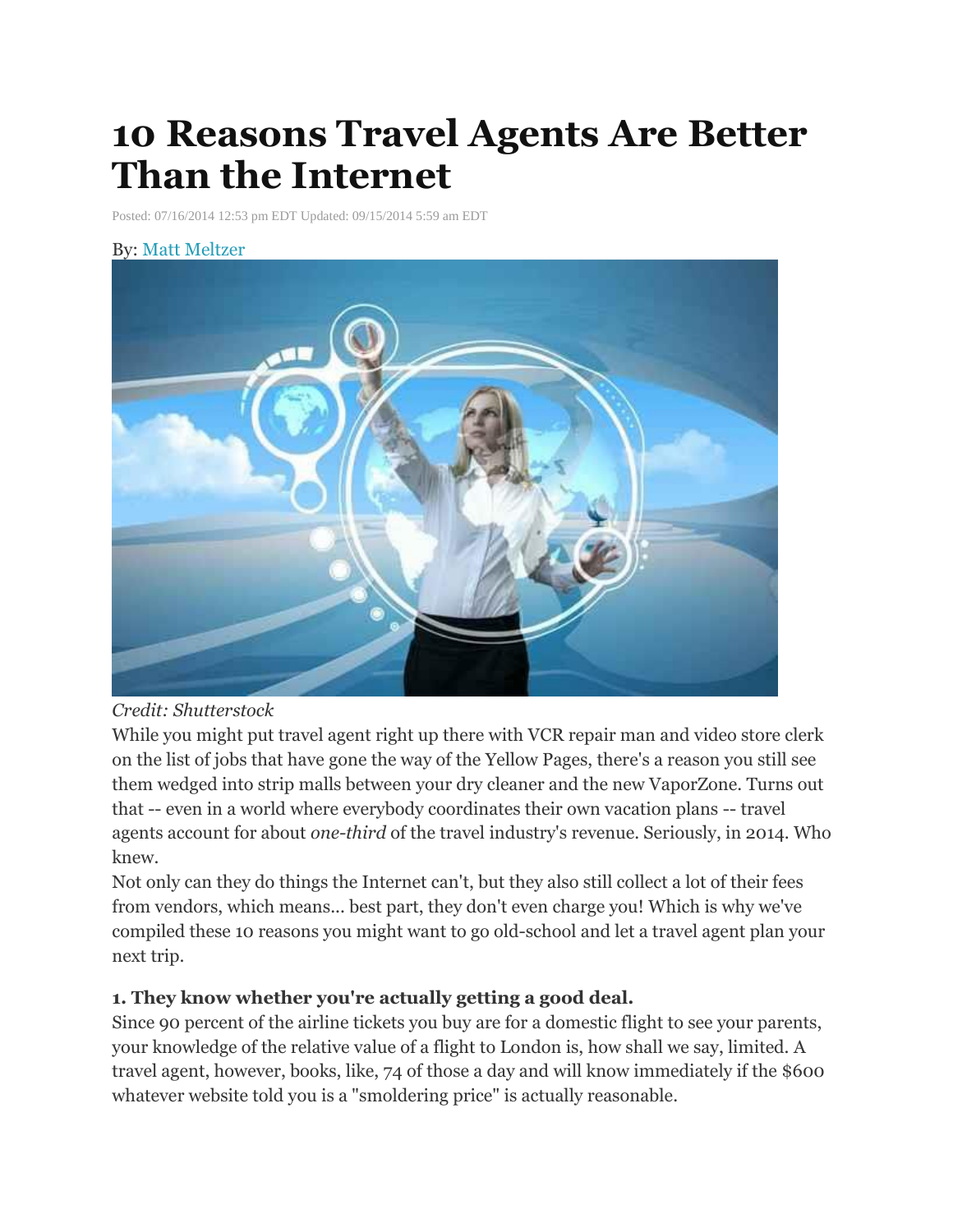# 10 Reasons Travel Agents Are Better Than the Internet

Posted: 07/16/2014 12:53 pm EDT Updated: 09/15/2014 5:59 am EDT

By: Matt Meltzer

*Credit: Shutterstock*

While you might put travel agent right up there with VCR repair man and video store clerk on the list of jobs that have gone the way of the Yellow Pages, there's a reason you still see them wedged into strip malls between your dry cleaner and the new VaporZone. Turns out that -- even in a world where everybody coordinates their own vacation plans -- travel agents account for about *one-third* of the travel industry's revenue. Seriously, in 2014. Who knew.

Not only can they do things the Internet can't, but they also still collect a lot of their fees from vendors, which means... best part, they don't even charge you! Which is why we've compiled these 10 reasons you might want to go old-school and let a travel agent plan your next trip.

**1. They know whether you're actually getting a good deal.**

Since 90 percent of the airline tickets you buy are for a domestic flight to see your parents, your knowledge of the relative value of a flight to London is, how shall we say, limited. A travel agent, however, books, like, 74 of those a day and will know immediately if the $600 whatever website told you is a "smoldering price" is actually reasonable.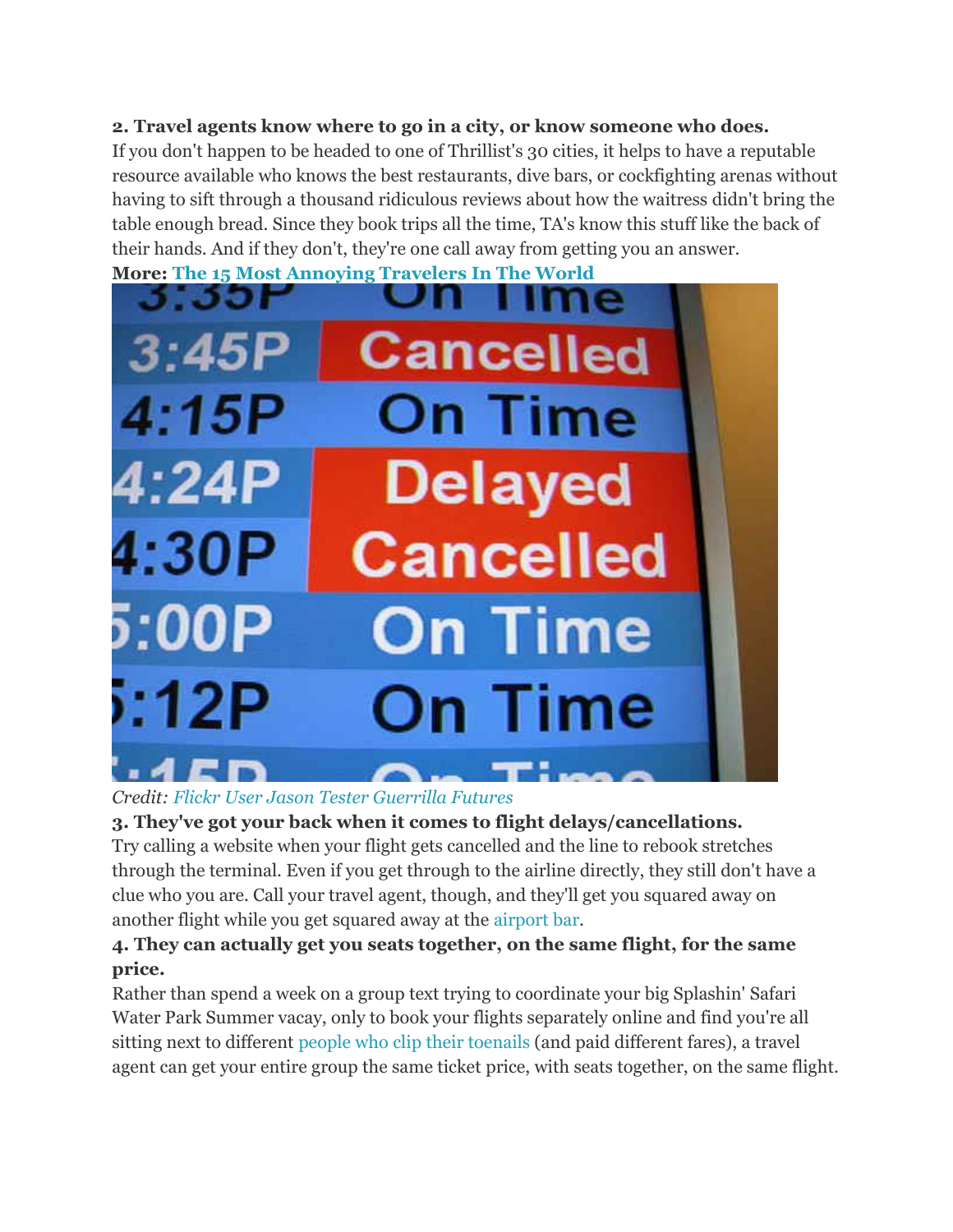**2. Travel agents know where to go in a city, or know someone who does.**

If you don't happen to be headed to one of Thrillist's 30 cities, it helps to have a reputable resource available who knows the best restaurants, dive bars, or cockfighting arenas without having to sift through a thousand ridiculous reviews about how the waitress didn't bring the table enough bread. Since they book trips all the time, TA's know this stuff like the back of their hands. And if they don't, they're one call away from getting you an answer.

**More: The 15 Most Annoying Travelers In The World**

*Credit: Flickr User Jason Tester Guerrilla Futures*

**3. They've got your back when it comes to flight delays/cancellations.**

Try calling a website when your flight gets cancelled and the line to rebook stretches through the terminal. Even if you get through to the airline directly, they still don't have a clue who you are. Call your travel agent, though, and they'll get you squared away on another flight while you get squared away at the airport bar.

**4. They can actually get you seats together, on the same flight, for the same price.**

Rather than spend a week on a group text trying to coordinate your big Splashin' Safari Water Park Summer vacay, only to book your flights separately online and find you're all sitting next to different people who clip their toenails (and paid different fares), a travel agent can get your entire group the same ticket price, with seats together, on the same flight.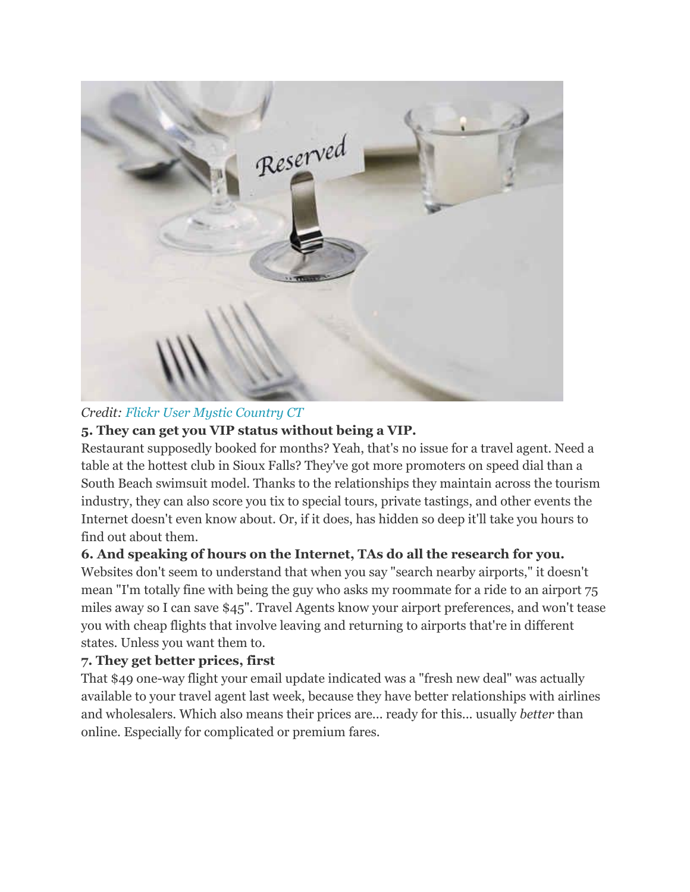*Credit: Flickr User Mystic Country CT*

**5. They can get you VIP status without being a VIP.**

Restaurant supposedly booked for months? Yeah, that's no issue for a travel agent. Need a table at the hottest club in Sioux Falls? They've got more promoters on speed dial than a South Beach swimsuit model. Thanks to the relationships they maintain across the tourism industry, they can also score you tix to special tours, private tastings, and other events the Internet doesn't even know about. Or, if it does, has hidden so deep it'll take you hours to find out about them.

**6. And speaking of hours on the Internet, TAs do all the research for you.**

Websites don't seem to understand that when you say "search nearby airports," it doesn't mean "I'm totally fine with being the guy who asks my roommate for a ride to an airport 75 miles away so I can save $45". Travel Agents know your airport preferences, and won't tease you with cheap flights that involve leaving and returning to airports that're in different states. Unless you want them to.

**7. They get better prices, first**

That $49 one-way flight your email update indicated was a "fresh new deal" was actually available to your travel agent last week, because they have better relationships with airlines and wholesalers. Which also means their prices are... ready for this... usually *better* than online. Especially for complicated or premium fares.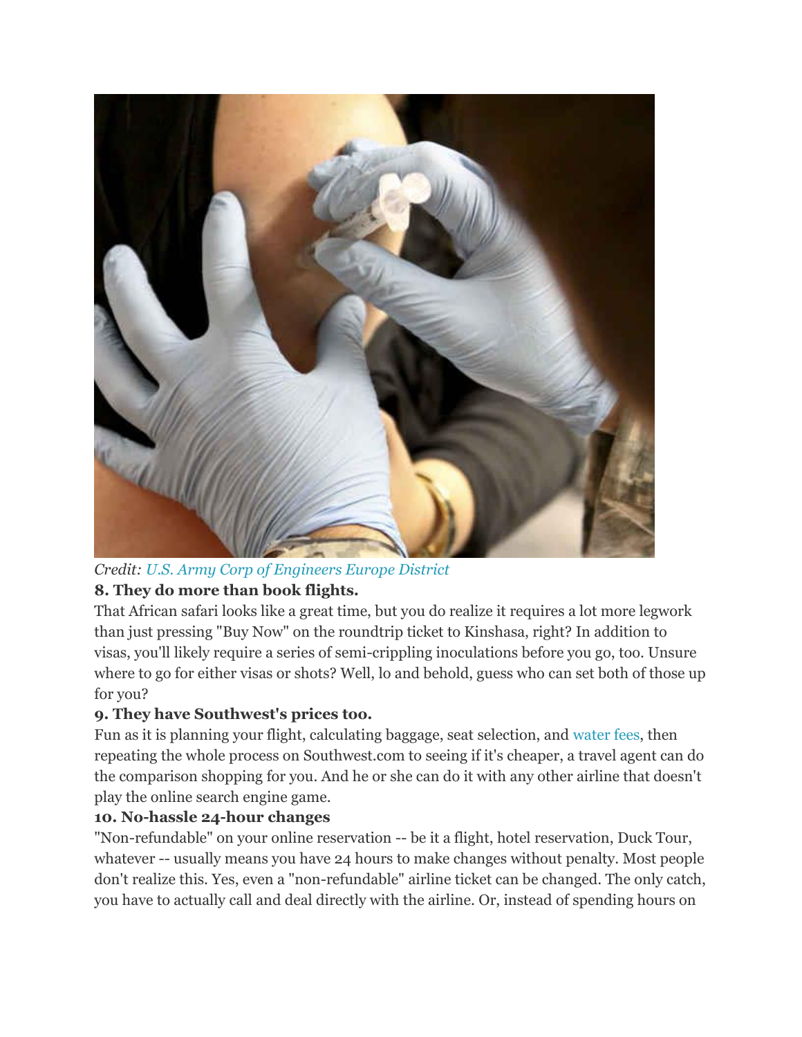*Credit: U.S. Army Corp of Engineers Europe District*

**8. They do more than book flights.**

That African safari looks like a great time, but you do realize it requires a lot more legwork than just pressing "Buy Now" on the roundtrip ticket to Kinshasa, right? In addition to visas, you'll likely require a series of semi-crippling inoculations before you go, too. Unsure where to go for either visas or shots? Well, lo and behold, guess who can set both of those up for you?

**9. They have Southwest's prices too.**

Fun as it is planning your flight, calculating baggage, seat selection, and water fees, then repeating the whole process on Southwest.com to seeing if it's cheaper, a travel agent can do the comparison shopping for you. And he or she can do it with any other airline that doesn't play the online search engine game.

**10. No-hassle 24-hour changes**

"Non-refundable" on your online reservation -- be it a flight, hotel reservation, Duck Tour, whatever -- usually means you have 24 hours to make changes without penalty. Most people don't realize this. Yes, even a "non-refundable" airline ticket can be changed. The only catch, you have to actually call and deal directly with the airline. Or, instead of spending hours on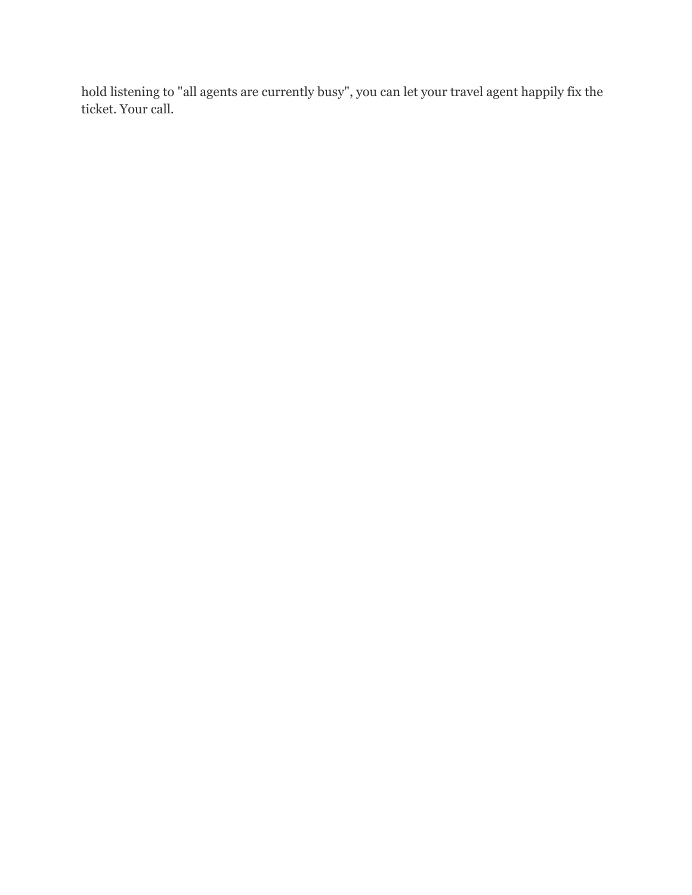hold listening to "all agents are currently busy", you can let your travel agent happily fix the ticket. Your call.